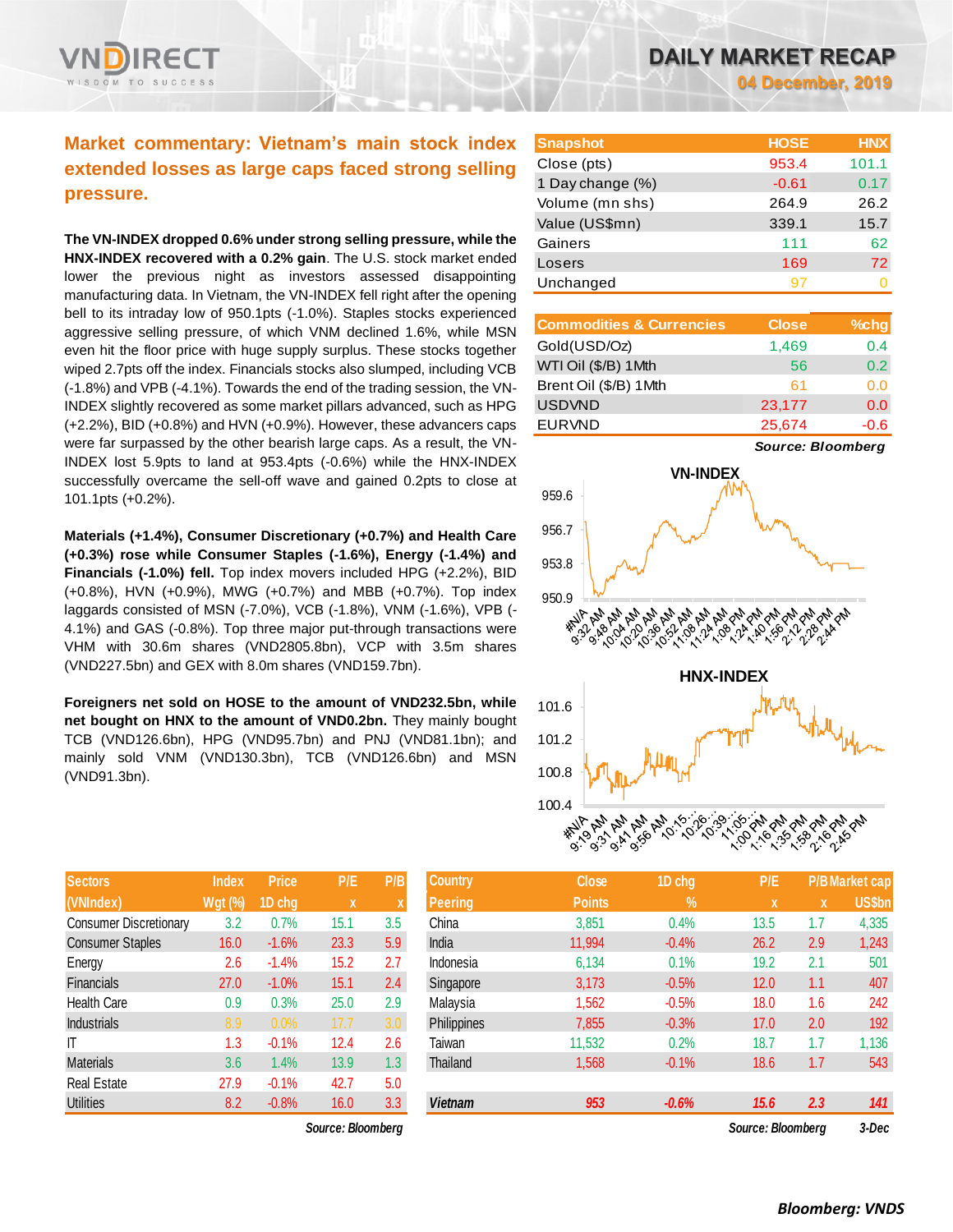# DAILY MARKET RECAP

**04 December, 2019**

## Market commentary: Vietnam's main stock index extended losses as large caps faced strong selling pressure.

**The VN-INDEX dropped 0.6% under strong selling pressure, while the HNX-INDEX recovered with a 0.2% gain**. The U.S. stock market ended lower the previous night as investors assessed disappointing manufacturing data. In Vietnam, the VN-INDEX fell right after the opening bell to its intraday low of 950.1pts (-1.0%). Staples stocks experienced aggressive selling pressure, of which VNM declined 1.6%, while MSN even hit the floor price with huge supply surplus. These stocks together wiped 2.7pts off the index. Financials stocks also slumped, including VCB (-1.8%) and VPB (-4.1%). Towards the end of the trading session, the VN-INDEX slightly recovered as some market pillars advanced, such as HPG (+2.2%), BID (+0.8%) and HVN (+0.9%). However, these advancers caps were far surpassed by the other bearish large caps. As a result, the VN-INDEX lost 5.9pts to land at 953.4pts (-0.6%) while the HNX-INDEX successfully overcame the sell-off wave and gained 0.2pts to close at 101.1pts (+0.2%).

**Materials (+1.4%), Consumer Discretionary (+0.7%) and Health Care (+0.3%) rose while Consumer Staples (-1.6%), Energy (-1.4%) and Financials (-1.0%) fell.** Top index movers included HPG (+2.2%), BID (+0.8%), HVN (+0.9%), MWG (+0.7%) and MBB (+0.7%). Top index laggards consisted of MSN (-7.0%), VCB (-1.8%), VNM (-1.6%), VPB (-4.1%) and GAS (-0.8%). Top three major put-through transactions were VHM with 30.6m shares (VND2805.8bn), VCP with 3.5m shares (VND227.5bn) and GEX with 8.0m shares (VND159.7bn).

**Foreigners net sold on HOSE to the amount of VND232.5bn, while net bought on HNX to the amount of VND0.2bn.** They mainly bought TCB (VND126.6bn), HPG (VND95.7bn) and PNJ (VND81.1bn); and mainly sold VNM (VND130.3bn), TCB (VND126.6bn) and MSN (VND91.3bn).

| Snapshot | HOSE | HNX |
|---|---|---|
| Close (pts) | 953.4 | 101.1 |
| 1 Day change (%) | -0.61 | 0.17 |
| Volume (mn shs) | 264.9 | 26.2 |
| Value (US$mn) | 339.1 | 15.7 |
| Gainers | 111 | 62 |
| Losers | 169 | 72 |
| Unchanged | 97 | 0 |

| Commodities & Currencies | Close | %chg |
|---|---|---|
| Gold(USD/Oz) | 1,469 | 0.4 |
| WTI Oil ($/B) 1Mth | 56 | 0.2 |
| Brent Oil ($/B) 1Mth | 61 | 0.0 |
| USDVND | 23,177 | 0.0 |
| EURVND | 25,674 | -0.6 |

*Source: Bloomberg*

| Sectors (VNIndex) | Index Wgt (%) | Price 1D chg | P/E x | P/B x |
|---|---|---|---|---|
| Consumer Discretionary | 3.2 | 0.7% | 15.1 | 3.5 |
| Consumer Staples | 16.0 | -1.6% | 23.3 | 5.9 |
| Energy | 2.6 | -1.4% | 15.2 | 2.7 |
| Financials | 27.0 | -1.0% | 15.1 | 2.4 |
| Health Care | 0.9 | 0.3% | 25.0 | 2.9 |
| Industrials | 8.9 | 0.0% | 17.7 | 3.0 |
| IT | 1.3 | -0.1% | 12.4 | 2.6 |
| Materials | 3.6 | 1.4% | 13.9 | 1.3 |
| Real Estate | 27.9 | -0.1% | 42.7 | 5.0 |
| Utilities | 8.2 | -0.8% | 16.0 | 3.3 |

*Source: Bloomberg*

| Country Peering | Close Points | 1D chg % | P/E x | P/B x | Market cap US$bn |
|---|---|---|---|---|---|
| China | 3,851 | 0.4% | 13.5 | 1.7 | 4,335 |
| India | 11,994 | -0.4% | 26.2 | 2.9 | 1,243 |
| Indonesia | 6,134 | 0.1% | 19.2 | 2.1 | 501 |
| Singapore | 3,173 | -0.5% | 12.0 | 1.1 | 407 |
| Malaysia | 1,562 | -0.5% | 18.0 | 1.6 | 242 |
| Philippines | 7,855 | -0.3% | 17.0 | 2.0 | 192 |
| Taiwan | 11,532 | 0.2% | 18.7 | 1.7 | 1,136 |
| Thailand | 1,568 | -0.1% | 18.6 | 1.7 | 543 |
| ***Vietnam*** | ***953*** | ***-0.6%*** | ***15.6*** | ***2.3*** | ***141*** |

*Source: Bloomberg* *3-Dec*

***Bloomberg: VNDS***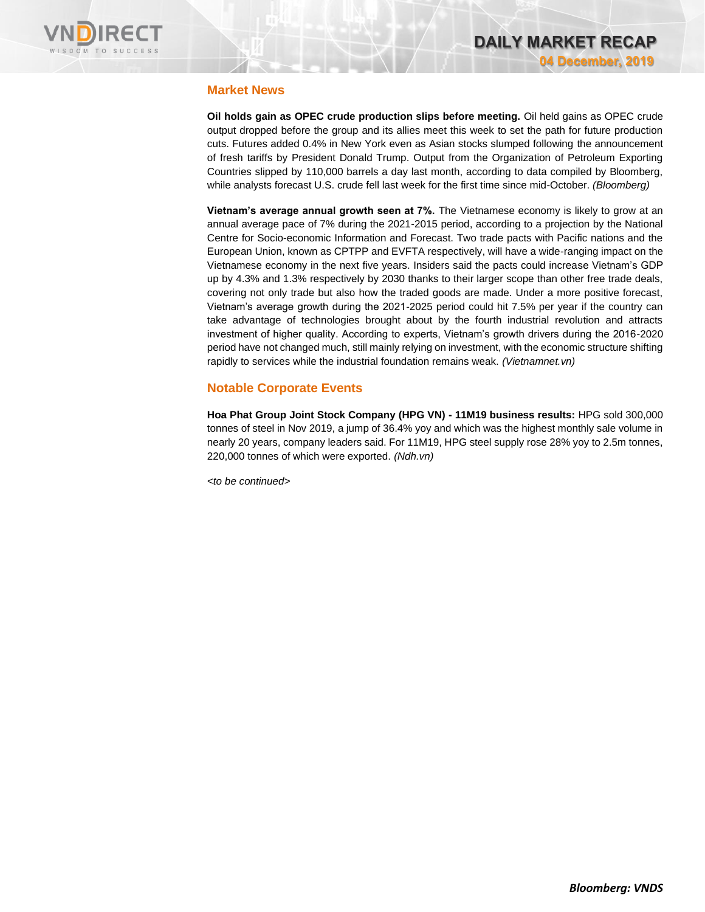## Market News

**Oil holds gain as OPEC crude production slips before meeting.** Oil held gains as OPEC crude output dropped before the group and its allies meet this week to set the path for future production cuts. Futures added 0.4% in New York even as Asian stocks slumped following the announcement of fresh tariffs by President Donald Trump. Output from the Organization of Petroleum Exporting Countries slipped by 110,000 barrels a day last month, according to data compiled by Bloomberg, while analysts forecast U.S. crude fell last week for the first time since mid-October. *(Bloomberg)*

**Vietnam's average annual growth seen at 7%.** The Vietnamese economy is likely to grow at an annual average pace of 7% during the 2021-2015 period, according to a projection by the National Centre for Socio-economic Information and Forecast. Two trade pacts with Pacific nations and the European Union, known as CPTPP and EVFTA respectively, will have a wide-ranging impact on the Vietnamese economy in the next five years. Insiders said the pacts could increase Vietnam's GDP up by 4.3% and 1.3% respectively by 2030 thanks to their larger scope than other free trade deals, covering not only trade but also how the traded goods are made. Under a more positive forecast, Vietnam's average growth during the 2021-2025 period could hit 7.5% per year if the country can take advantage of technologies brought about by the fourth industrial revolution and attracts investment of higher quality. According to experts, Vietnam's growth drivers during the 2016-2020 period have not changed much, still mainly relying on investment, with the economic structure shifting rapidly to services while the industrial foundation remains weak. *(Vietnamnet.vn)*

## Notable Corporate Events

**Hoa Phat Group Joint Stock Company (HPG VN) - 11M19 business results:** HPG sold 300,000 tonnes of steel in Nov 2019, a jump of 36.4% yoy and which was the highest monthly sale volume in nearly 20 years, company leaders said. For 11M19, HPG steel supply rose 28% yoy to 2.5m tonnes, 220,000 tonnes of which were exported. *(Ndh.vn)*

*<to be continued>*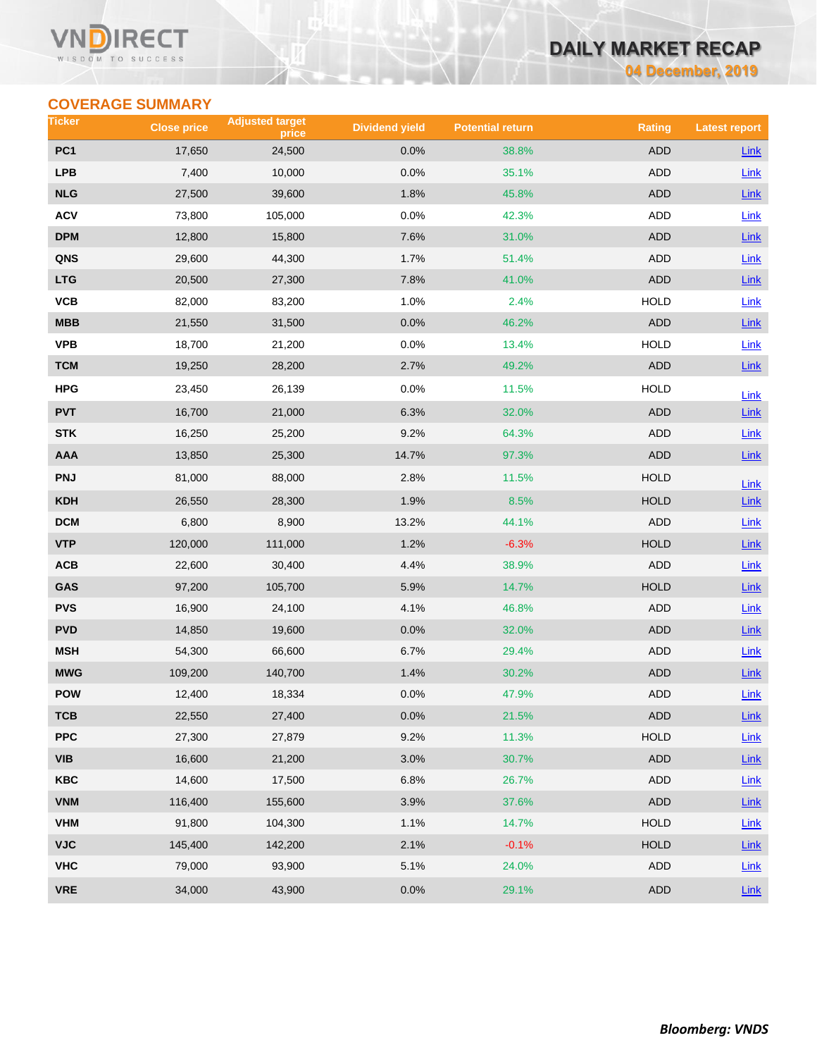## COVERAGE SUMMARY

| Ticker | Close price | Adjusted target price | Dividend yield | Potential return | Rating | Latest report |
|---|---|---|---|---|---|---|
| PC1 | 17,650 | 24,500 | 0.0% | 38.8% | ADD | Link |
| LPB | 7,400 | 10,000 | 0.0% | 35.1% | ADD | Link |
| NLG | 27,500 | 39,600 | 1.8% | 45.8% | ADD | Link |
| ACV | 73,800 | 105,000 | 0.0% | 42.3% | ADD | Link |
| DPM | 12,800 | 15,800 | 7.6% | 31.0% | ADD | Link |
| QNS | 29,600 | 44,300 | 1.7% | 51.4% | ADD | Link |
| LTG | 20,500 | 27,300 | 7.8% | 41.0% | ADD | Link |
| VCB | 82,000 | 83,200 | 1.0% | 2.4% | HOLD | Link |
| MBB | 21,550 | 31,500 | 0.0% | 46.2% | ADD | Link |
| VPB | 18,700 | 21,200 | 0.0% | 13.4% | HOLD | Link |
| TCM | 19,250 | 28,200 | 2.7% | 49.2% | ADD | Link |
| HPG | 23,450 | 26,139 | 0.0% | 11.5% | HOLD | Link |
| PVT | 16,700 | 21,000 | 6.3% | 32.0% | ADD | Link |
| STK | 16,250 | 25,200 | 9.2% | 64.3% | ADD | Link |
| AAA | 13,850 | 25,300 | 14.7% | 97.3% | ADD | Link |
| PNJ | 81,000 | 88,000 | 2.8% | 11.5% | HOLD | Link |
| KDH | 26,550 | 28,300 | 1.9% | 8.5% | HOLD | Link |
| DCM | 6,800 | 8,900 | 13.2% | 44.1% | ADD | Link |
| VTP | 120,000 | 111,000 | 1.2% | -6.3% | HOLD | Link |
| ACB | 22,600 | 30,400 | 4.4% | 38.9% | ADD | Link |
| GAS | 97,200 | 105,700 | 5.9% | 14.7% | HOLD | Link |
| PVS | 16,900 | 24,100 | 4.1% | 46.8% | ADD | Link |
| PVD | 14,850 | 19,600 | 0.0% | 32.0% | ADD | Link |
| MSH | 54,300 | 66,600 | 6.7% | 29.4% | ADD | Link |
| MWG | 109,200 | 140,700 | 1.4% | 30.2% | ADD | Link |
| POW | 12,400 | 18,334 | 0.0% | 47.9% | ADD | Link |
| TCB | 22,550 | 27,400 | 0.0% | 21.5% | ADD | Link |
| PPC | 27,300 | 27,879 | 9.2% | 11.3% | HOLD | Link |
| VIB | 16,600 | 21,200 | 3.0% | 30.7% | ADD | Link |
| KBC | 14,600 | 17,500 | 6.8% | 26.7% | ADD | Link |
| VNM | 116,400 | 155,600 | 3.9% | 37.6% | ADD | Link |
| VHM | 91,800 | 104,300 | 1.1% | 14.7% | HOLD | Link |
| VJC | 145,400 | 142,200 | 2.1% | -0.1% | HOLD | Link |
| VHC | 79,000 | 93,900 | 5.1% | 24.0% | ADD | Link |
| VRE | 34,000 | 43,900 | 0.0% | 29.1% | ADD | Link |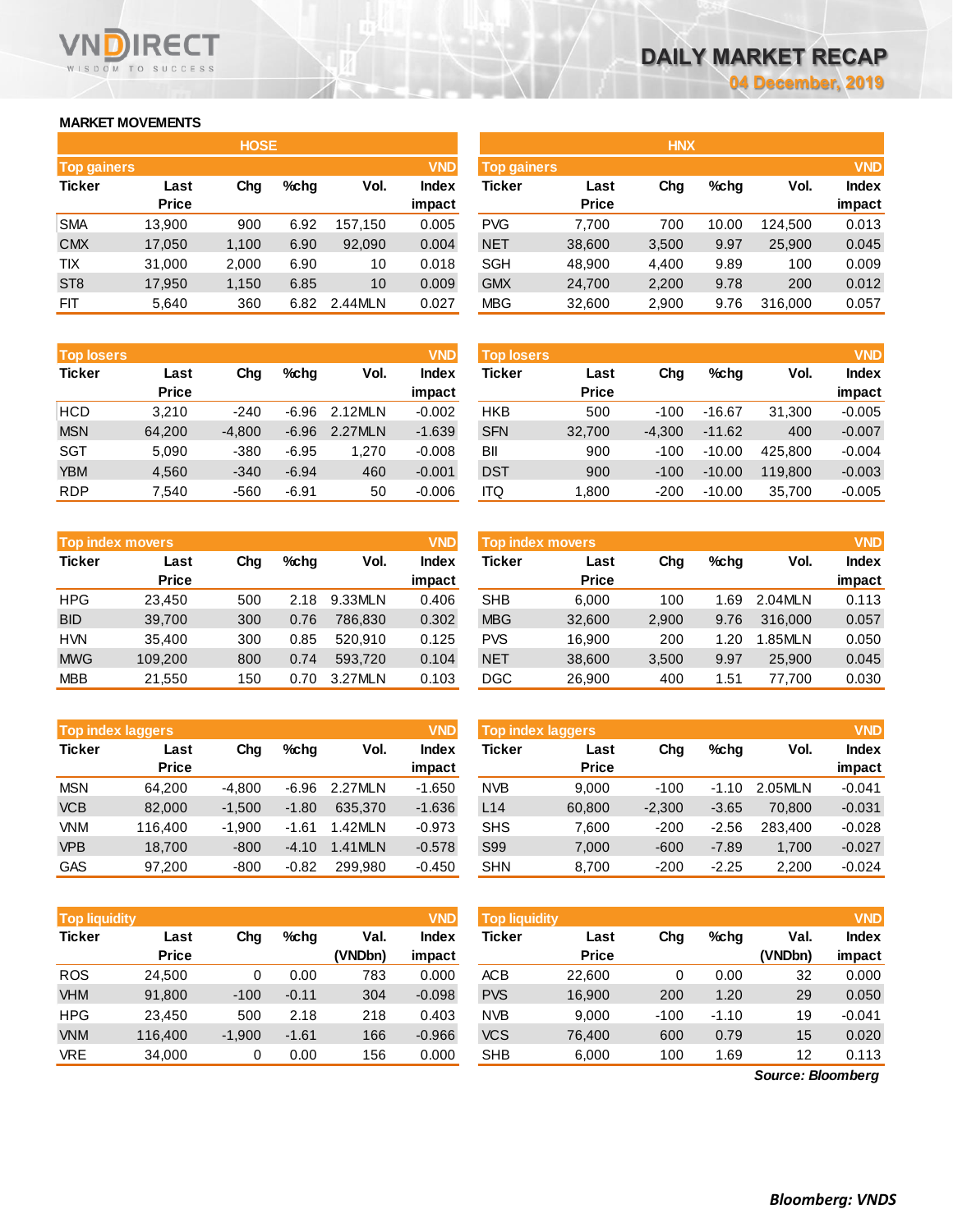# DAILY MARKET RECAP

04 December, 2019

## MARKET MOVEMENTS

### HOSE

**Top gainers** (VND)

| Ticker | Last Price | Chg | %chg | Vol. | Index impact |
|---|---|---|---|---|---|
| SMA | 13,900 | 900 | 6.92 | 157,150 | 0.005 |
| CMX | 17,050 | 1,100 | 6.90 | 92,090 | 0.004 |
| TIX | 31,000 | 2,000 | 6.90 | 10 | 0.018 |
| ST8 | 17,950 | 1,150 | 6.85 | 10 | 0.009 |
| FIT | 5,640 | 360 | 6.82 | 2.44MLN | 0.027 |

**Top losers** (VND)

| Ticker | Last Price | Chg | %chg | Vol. | Index impact |
|---|---|---|---|---|---|
| HCD | 3,210 | -240 | -6.96 | 2.12MLN | -0.002 |
| MSN | 64,200 | -4,800 | -6.96 | 2.27MLN | -1.639 |
| SGT | 5,090 | -380 | -6.95 | 1,270 | -0.008 |
| YBM | 4,560 | -340 | -6.94 | 460 | -0.001 |
| RDP | 7,540 | -560 | -6.91 | 50 | -0.006 |

**Top index movers** (VND)

| Ticker | Last Price | Chg | %chg | Vol. | Index impact |
|---|---|---|---|---|---|
| HPG | 23,450 | 500 | 2.18 | 9.33MLN | 0.406 |
| BID | 39,700 | 300 | 0.76 | 786,830 | 0.302 |
| HVN | 35,400 | 300 | 0.85 | 520,910 | 0.125 |
| MWG | 109,200 | 800 | 0.74 | 593,720 | 0.104 |
| MBB | 21,550 | 150 | 0.70 | 3.27MLN | 0.103 |

**Top index laggers** (VND)

| Ticker | Last Price | Chg | %chg | Vol. | Index impact |
|---|---|---|---|---|---|
| MSN | 64,200 | -4,800 | -6.96 | 2.27MLN | -1.650 |
| VCB | 82,000 | -1,500 | -1.80 | 635,370 | -1.636 |
| VNM | 116,400 | -1,900 | -1.61 | 1.42MLN | -0.973 |
| VPB | 18,700 | -800 | -4.10 | 1.41MLN | -0.578 |
| GAS | 97,200 | -800 | -0.82 | 299,980 | -0.450 |

**Top liquidity** (VND)

| Ticker | Last Price | Chg | %chg | Val. (VNDbn) | Index impact |
|---|---|---|---|---|---|
| ROS | 24,500 | 0 | 0.00 | 783 | 0.000 |
| VHM | 91,800 | -100 | -0.11 | 304 | -0.098 |
| HPG | 23,450 | 500 | 2.18 | 218 | 0.403 |
| VNM | 116,400 | -1,900 | -1.61 | 166 | -0.966 |
| VRE | 34,000 | 0 | 0.00 | 156 | 0.000 |

### HNX

**Top gainers** (VND)

| Ticker | Last Price | Chg | %chg | Vol. | Index impact |
|---|---|---|---|---|---|
| PVG | 7,700 | 700 | 10.00 | 124,500 | 0.013 |
| NET | 38,600 | 3,500 | 9.97 | 25,900 | 0.045 |
| SGH | 48,900 | 4,400 | 9.89 | 100 | 0.009 |
| GMX | 24,700 | 2,200 | 9.78 | 200 | 0.012 |
| MBG | 32,600 | 2,900 | 9.76 | 316,000 | 0.057 |

**Top losers** (VND)

| Ticker | Last Price | Chg | %chg | Vol. | Index impact |
|---|---|---|---|---|---|
| HKB | 500 | -100 | -16.67 | 31,300 | -0.005 |
| SFN | 32,700 | -4,300 | -11.62 | 400 | -0.007 |
| BII | 900 | -100 | -10.00 | 425,800 | -0.004 |
| DST | 900 | -100 | -10.00 | 119,800 | -0.003 |
| ITQ | 1,800 | -200 | -10.00 | 35,700 | -0.005 |

**Top index movers** (VND)

| Ticker | Last Price | Chg | %chg | Vol. | Index impact |
|---|---|---|---|---|---|
| SHB | 6,000 | 100 | 1.69 | 2.04MLN | 0.113 |
| MBG | 32,600 | 2,900 | 9.76 | 316,000 | 0.057 |
| PVS | 16,900 | 200 | 1.20 | 1.85MLN | 0.050 |
| NET | 38,600 | 3,500 | 9.97 | 25,900 | 0.045 |
| DGC | 26,900 | 400 | 1.51 | 77,700 | 0.030 |

**Top index laggers** (VND)

| Ticker | Last Price | Chg | %chg | Vol. | Index impact |
|---|---|---|---|---|---|
| NVB | 9,000 | -100 | -1.10 | 2.05MLN | -0.041 |
| L14 | 60,800 | -2,300 | -3.65 | 70,800 | -0.031 |
| SHS | 7,600 | -200 | -2.56 | 283,400 | -0.028 |
| S99 | 7,000 | -600 | -7.89 | 1,700 | -0.027 |
| SHN | 8,700 | -200 | -2.25 | 2,200 | -0.024 |

**Top liquidity** (VND)

| Ticker | Last Price | Chg | %chg | Val. (VNDbn) | Index impact |
|---|---|---|---|---|---|
| ACB | 22,600 | 0 | 0.00 | 32 | 0.000 |
| PVS | 16,900 | 200 | 1.20 | 29 | 0.050 |
| NVB | 9,000 | -100 | -1.10 | 19 | -0.041 |
| VCS | 76,400 | 600 | 0.79 | 15 | 0.020 |
| SHB | 6,000 | 100 | 1.69 | 12 | 0.113 |

*Source: Bloomberg*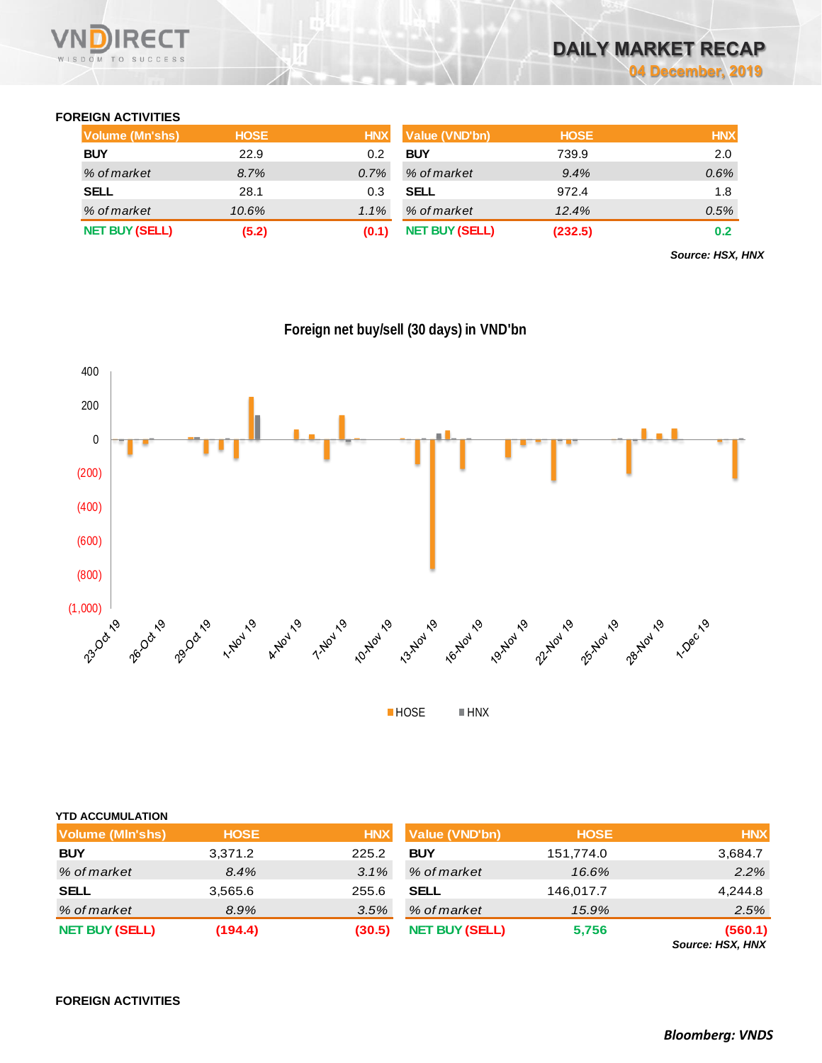**DAILY MARKET RECAP**
**04 December, 2019**

### FOREIGN ACTIVITIES

| Volume (Mn'shs) | HOSE | HNX |
|---|---|---|
| **BUY** | 22.9 | 0.2 |
| *% of market* | *8.7%* | *0.7%* |
| **SELL** | 28.1 | 0.3 |
| *% of market* | *10.6%* | *1.1%* |
| **NET BUY (SELL)** | **(5.2)** | **(0.1)** |

| Value (VND'bn) | HOSE | HNX |
|---|---|---|
| **BUY** | 739.9 | 2.0 |
| *% of market* | *9.4%* | *0.6%* |
| **SELL** | 972.4 | 1.8 |
| *% of market* | *12.4%* | *0.5%* |
| **NET BUY (SELL)** | **(232.5)** | **0.2** |

***Source: HSX, HNX***

**Foreign net buy/sell (30 days) in VND'bn**

### YTD ACCUMULATION

| Volume (Mln'shs) | HOSE | HNX |
|---|---|---|
| **BUY** | 3,371.2 | 225.2 |
| *% of market* | *8.4%* | *3.1%* |
| **SELL** | 3,565.6 | 255.6 |
| *% of market* | *8.9%* | *3.5%* |
| **NET BUY (SELL)** | **(194.4)** | **(30.5)** |

| Value (VND'bn) | HOSE | HNX |
|---|---|---|
| **BUY** | 151,774.0 | 3,684.7 |
| *% of market* | *16.6%* | *2.2%* |
| **SELL** | 146,017.7 | 4,244.8 |
| *% of market* | *15.9%* | *2.5%* |
| **NET BUY (SELL)** | **5,756** | **(560.1)** |

***Source: HSX, HNX***

### FOREIGN ACTIVITIES

***Bloomberg: VNDS***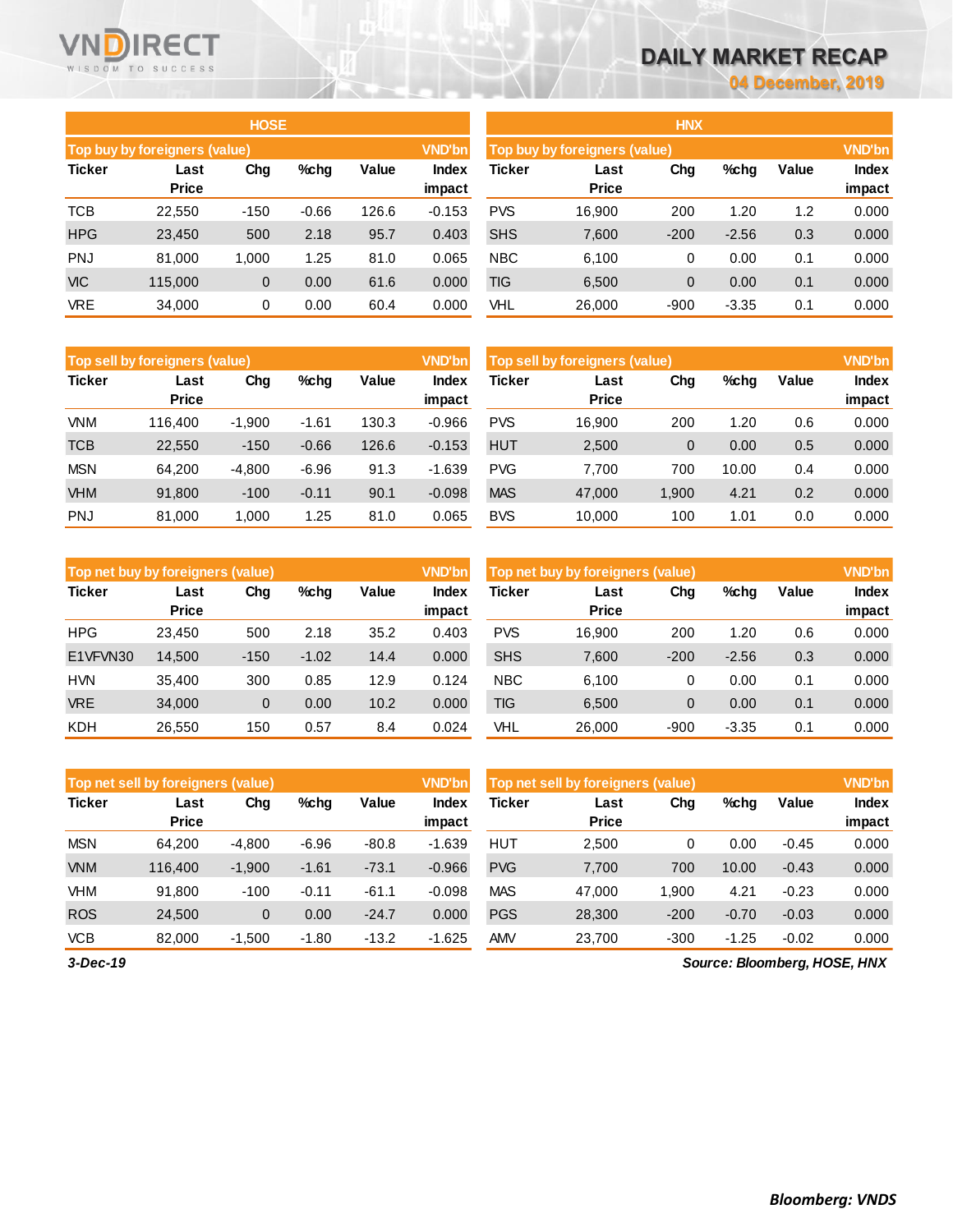# DAILY MARKET RECAP

04 December, 2019

## HOSE

**Top buy by foreigners (value)** — VND'bn

| Ticker | Last Price | Chg | %chg | Value | Index impact |
|---|---|---|---|---|---|
| TCB | 22,550 | -150 | -0.66 | 126.6 | -0.153 |
| HPG | 23,450 | 500 | 2.18 | 95.7 | 0.403 |
| PNJ | 81,000 | 1,000 | 1.25 | 81.0 | 0.065 |
| VIC | 115,000 | 0 | 0.00 | 61.6 | 0.000 |
| VRE | 34,000 | 0 | 0.00 | 60.4 | 0.000 |

**Top sell by foreigners (value)** — VND'bn

| Ticker | Last Price | Chg | %chg | Value | Index impact |
|---|---|---|---|---|---|
| VNM | 116,400 | -1,900 | -1.61 | 130.3 | -0.966 |
| TCB | 22,550 | -150 | -0.66 | 126.6 | -0.153 |
| MSN | 64,200 | -4,800 | -6.96 | 91.3 | -1.639 |
| VHM | 91,800 | -100 | -0.11 | 90.1 | -0.098 |
| PNJ | 81,000 | 1,000 | 1.25 | 81.0 | 0.065 |

**Top net buy by foreigners (value)** — VND'bn

| Ticker | Last Price | Chg | %chg | Value | Index impact |
|---|---|---|---|---|---|
| HPG | 23,450 | 500 | 2.18 | 35.2 | 0.403 |
| E1VFVN30 | 14,500 | -150 | -1.02 | 14.4 | 0.000 |
| HVN | 35,400 | 300 | 0.85 | 12.9 | 0.124 |
| VRE | 34,000 | 0 | 0.00 | 10.2 | 0.000 |
| KDH | 26,550 | 150 | 0.57 | 8.4 | 0.024 |

**Top net sell by foreigners (value)** — VND'bn

| Ticker | Last Price | Chg | %chg | Value | Index impact |
|---|---|---|---|---|---|
| MSN | 64,200 | -4,800 | -6.96 | -80.8 | -1.639 |
| VNM | 116,400 | -1,900 | -1.61 | -73.1 | -0.966 |
| VHM | 91,800 | -100 | -0.11 | -61.1 | -0.098 |
| ROS | 24,500 | 0 | 0.00 | -24.7 | 0.000 |
| VCB | 82,000 | -1,500 | -1.80 | -13.2 | -1.625 |

## HNX

**Top buy by foreigners (value)** — VND'bn

| Ticker | Last Price | Chg | %chg | Value | Index impact |
|---|---|---|---|---|---|
| PVS | 16,900 | 200 | 1.20 | 1.2 | 0.000 |
| SHS | 7,600 | -200 | -2.56 | 0.3 | 0.000 |
| NBC | 6,100 | 0 | 0.00 | 0.1 | 0.000 |
| TIG | 6,500 | 0 | 0.00 | 0.1 | 0.000 |
| VHL | 26,000 | -900 | -3.35 | 0.1 | 0.000 |

**Top sell by foreigners (value)** — VND'bn

| Ticker | Last Price | Chg | %chg | Value | Index impact |
|---|---|---|---|---|---|
| PVS | 16,900 | 200 | 1.20 | 0.6 | 0.000 |
| HUT | 2,500 | 0 | 0.00 | 0.5 | 0.000 |
| PVG | 7,700 | 700 | 10.00 | 0.4 | 0.000 |
| MAS | 47,000 | 1,900 | 4.21 | 0.2 | 0.000 |
| BVS | 10,000 | 100 | 1.01 | 0.0 | 0.000 |

**Top net buy by foreigners (value)** — VND'bn

| Ticker | Last Price | Chg | %chg | Value | Index impact |
|---|---|---|---|---|---|
| PVS | 16,900 | 200 | 1.20 | 0.6 | 0.000 |
| SHS | 7,600 | -200 | -2.56 | 0.3 | 0.000 |
| NBC | 6,100 | 0 | 0.00 | 0.1 | 0.000 |
| TIG | 6,500 | 0 | 0.00 | 0.1 | 0.000 |
| VHL | 26,000 | -900 | -3.35 | 0.1 | 0.000 |

**Top net sell by foreigners (value)** — VND'bn

| Ticker | Last Price | Chg | %chg | Value | Index impact |
|---|---|---|---|---|---|
| HUT | 2,500 | 0 | 0.00 | -0.45 | 0.000 |
| PVG | 7,700 | 700 | 10.00 | -0.43 | 0.000 |
| MAS | 47,000 | 1,900 | 4.21 | -0.23 | 0.000 |
| PGS | 28,300 | -200 | -0.70 | -0.03 | 0.000 |
| AMV | 23,700 | -300 | -1.25 | -0.02 | 0.000 |

*3-Dec-19*

*Source: Bloomberg, HOSE, HNX*

*Bloomberg: VNDS*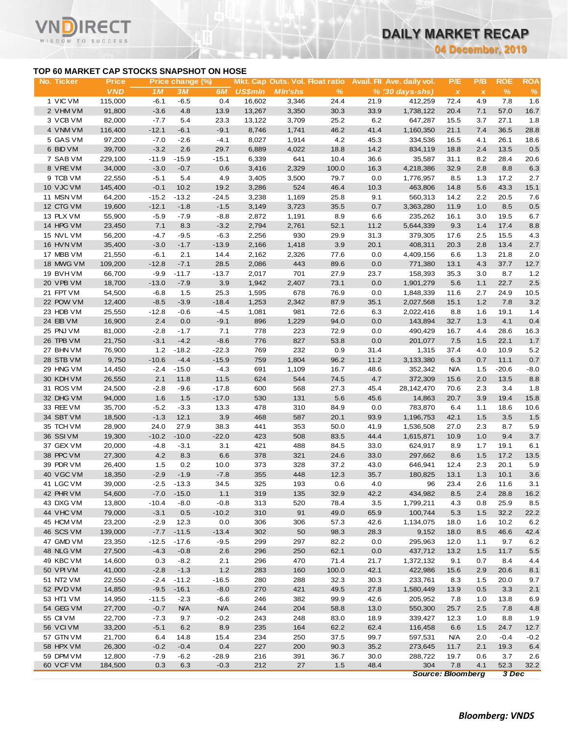# TOP 60 MARKET CAP STOCKS SNAPSHOT ON HOSE

| No. | Ticker | Price | Price change (%) | | | Mkt. Cap | Outs. Vol. | Float ratio | Avail. FII | Ave. daily vol. | P/E | P/B | ROE | ROA |
|---|---|---|---|---|---|---|---|---|---|---|---|---|---|---|
| | | VND | 1M | 3M | 6M | US$mln | Mln'shs | % | % | (30 days-shs) | x | x | % | % |
| 1 | VIC VM | 115,000 | -6.1 | -6.5 | 0.4 | 16,602 | 3,346 | 24.4 | 21.9 | 412,259 | 72.4 | 4.9 | 7.8 | 1.6 |
| 2 | VHM VM | 91,800 | -3.6 | 4.8 | 13.9 | 13,267 | 3,350 | 30.3 | 33.9 | 1,738,122 | 20.4 | 7.1 | 57.0 | 16.7 |
| 3 | VCB VM | 82,000 | -7.7 | 5.4 | 23.3 | 13,122 | 3,709 | 25.2 | 6.2 | 647,287 | 15.5 | 3.7 | 27.1 | 1.8 |
| 4 | VNM VM | 116,400 | -12.1 | -6.1 | -9.1 | 8,746 | 1,741 | 46.2 | 41.4 | 1,160,350 | 21.1 | 7.4 | 36.5 | 28.8 |
| 5 | GAS VM | 97,200 | -7.0 | -2.6 | -4.1 | 8,027 | 1,914 | 4.2 | 45.3 | 334,536 | 16.5 | 4.1 | 26.1 | 18.6 |
| 6 | BID VM | 39,700 | -3.2 | 2.6 | 29.7 | 6,889 | 4,022 | 18.8 | 14.2 | 834,119 | 18.8 | 2.4 | 13.5 | 0.5 |
| 7 | SAB VM | 229,100 | -11.9 | -15.9 | -15.1 | 6,339 | 641 | 10.4 | 36.6 | 35,587 | 31.1 | 8.2 | 28.4 | 20.6 |
| 8 | VRE VM | 34,000 | -3.0 | -0.7 | 0.6 | 3,416 | 2,329 | 100.0 | 16.3 | 4,218,386 | 32.9 | 2.8 | 8.8 | 6.3 |
| 9 | TCB VM | 22,550 | -5.1 | 5.4 | 4.9 | 3,405 | 3,500 | 79.7 | 0.0 | 1,776,957 | 8.5 | 1.3 | 17.2 | 2.7 |
| 10 | VJC VM | 145,400 | -0.1 | 10.2 | 19.2 | 3,286 | 524 | 46.4 | 10.3 | 463,806 | 14.8 | 5.6 | 43.3 | 15.1 |
| 11 | MSN VM | 64,200 | -15.2 | -13.2 | -24.5 | 3,238 | 1,169 | 25.8 | 9.1 | 560,313 | 14.2 | 2.2 | 20.5 | 7.6 |
| 12 | CTG VM | 19,600 | -12.1 | -1.8 | -1.5 | 3,149 | 3,723 | 35.5 | 0.7 | 3,363,280 | 11.9 | 1.0 | 8.5 | 0.5 |
| 13 | PLX VM | 55,900 | -5.9 | -7.9 | -8.8 | 2,872 | 1,191 | 8.9 | 6.6 | 235,262 | 16.1 | 3.0 | 19.5 | 6.7 |
| 14 | HPG VM | 23,450 | 7.1 | 8.3 | -3.2 | 2,794 | 2,761 | 52.1 | 11.2 | 5,644,339 | 9.3 | 1.4 | 17.4 | 8.8 |
| 15 | NVL VM | 56,200 | -4.7 | -9.5 | -6.3 | 2,256 | 930 | 29.9 | 31.3 | 379,305 | 17.6 | 2.5 | 15.5 | 4.3 |
| 16 | HVN VM | 35,400 | -3.0 | -1.7 | -13.9 | 2,166 | 1,418 | 3.9 | 20.1 | 408,311 | 20.3 | 2.8 | 13.4 | 2.7 |
| 17 | MBB VM | 21,550 | -6.1 | 2.1 | 14.4 | 2,162 | 2,326 | 77.6 | 0.0 | 4,409,156 | 6.6 | 1.3 | 21.8 | 2.0 |
| 18 | MWG VM | 109,200 | -12.8 | -7.1 | 28.5 | 2,086 | 443 | 89.6 | 0.0 | 771,380 | 13.1 | 4.3 | 37.7 | 12.7 |
| 19 | BVH VM | 66,700 | -9.9 | -11.7 | -13.7 | 2,017 | 701 | 27.9 | 23.7 | 158,393 | 35.3 | 3.0 | 8.7 | 1.2 |
| 20 | VPB VM | 18,700 | -13.0 | -7.9 | 3.9 | 1,942 | 2,407 | 73.1 | 0.0 | 1,901,279 | 5.6 | 1.1 | 22.7 | 2.5 |
| 21 | FPT VM | 54,500 | -6.8 | 1.5 | 25.3 | 1,595 | 678 | 76.9 | 0.0 | 1,848,339 | 11.6 | 2.7 | 24.9 | 10.5 |
| 22 | POW VM | 12,400 | -8.5 | -3.9 | -18.4 | 1,253 | 2,342 | 87.9 | 35.1 | 2,027,568 | 15.1 | 1.2 | 7.8 | 3.2 |
| 23 | HDB VM | 25,550 | -12.8 | -0.6 | -4.5 | 1,081 | 981 | 72.6 | 6.3 | 2,022,416 | 8.8 | 1.6 | 19.1 | 1.4 |
| 24 | EIB VM | 16,900 | 2.4 | 0.0 | -9.1 | 896 | 1,229 | 94.0 | 0.0 | 143,894 | 32.7 | 1.3 | 4.1 | 0.4 |
| 25 | PNJ VM | 81,000 | -2.8 | -1.7 | 7.1 | 778 | 223 | 72.9 | 0.0 | 490,429 | 16.7 | 4.4 | 28.6 | 16.3 |
| 26 | TPB VM | 21,750 | -3.1 | -4.2 | -8.6 | 776 | 827 | 53.8 | 0.0 | 201,077 | 7.5 | 1.5 | 22.1 | 1.7 |
| 27 | BHN VM | 76,900 | 1.2 | -18.2 | -22.3 | 769 | 232 | 0.9 | 31.4 | 1,315 | 37.4 | 4.0 | 10.9 | 5.2 |
| 28 | STB VM | 9,750 | -10.6 | -4.4 | -15.9 | 759 | 1,804 | 96.2 | 11.2 | 3,133,380 | 6.3 | 0.7 | 11.1 | 0.7 |
| 29 | HNG VM | 14,450 | -2.4 | -15.0 | -4.3 | 691 | 1,109 | 16.7 | 48.6 | 352,342 | N/A | 1.5 | -20.6 | -8.0 |
| 30 | KDH VM | 26,550 | 2.1 | 11.8 | 11.5 | 624 | 544 | 74.5 | 4.7 | 372,309 | 15.6 | 2.0 | 13.5 | 8.8 |
| 31 | ROS VM | 24,500 | -2.8 | -9.6 | -17.8 | 600 | 568 | 27.3 | 45.4 | 28,142,470 | 70.6 | 2.3 | 3.4 | 1.8 |
| 32 | DHG VM | 94,000 | 1.6 | 1.5 | -17.0 | 530 | 131 | 5.6 | 45.6 | 14,863 | 20.7 | 3.9 | 19.4 | 15.8 |
| 33 | REE VM | 35,700 | -5.2 | -3.3 | 13.3 | 478 | 310 | 84.9 | 0.0 | 783,870 | 6.4 | 1.1 | 18.6 | 10.6 |
| 34 | SBT VM | 18,500 | -1.3 | 12.1 | 3.9 | 468 | 587 | 20.1 | 93.9 | 1,196,753 | 42.1 | 1.5 | 3.5 | 1.5 |
| 35 | TCH VM | 28,900 | 24.0 | 27.9 | 38.3 | 441 | 353 | 50.0 | 41.9 | 1,536,508 | 27.0 | 2.3 | 8.7 | 5.9 |
| 36 | SSI VM | 19,300 | -10.2 | -10.0 | -22.0 | 423 | 508 | 83.5 | 44.4 | 1,615,871 | 10.9 | 1.0 | 9.4 | 3.7 |
| 37 | GEX VM | 20,000 | -4.8 | -3.1 | 3.1 | 421 | 488 | 84.5 | 33.0 | 624,917 | 8.9 | 1.7 | 19.1 | 6.1 |
| 38 | PPC VM | 27,300 | 4.2 | 8.3 | 6.6 | 378 | 321 | 24.6 | 33.0 | 297,662 | 8.6 | 1.5 | 17.2 | 13.5 |
| 39 | PDR VM | 26,400 | 1.5 | 0.2 | 10.0 | 373 | 328 | 37.2 | 43.0 | 646,941 | 12.4 | 2.3 | 20.1 | 5.9 |
| 40 | VGC VM | 18,350 | -2.9 | -1.9 | -7.8 | 355 | 448 | 12.3 | 35.7 | 180,825 | 13.1 | 1.3 | 10.1 | 3.6 |
| 41 | LGC VM | 39,000 | -2.5 | -13.3 | 34.5 | 325 | 193 | 0.6 | 4.0 | 96 | 23.4 | 2.6 | 11.6 | 3.1 |
| 42 | PHR VM | 54,600 | -7.0 | -15.0 | 1.1 | 319 | 135 | 32.9 | 42.2 | 434,982 | 8.5 | 2.4 | 28.8 | 16.2 |
| 43 | DXG VM | 13,800 | -10.4 | -8.0 | -0.8 | 313 | 520 | 78.4 | 3.5 | 1,799,211 | 4.3 | 0.8 | 25.9 | 8.5 |
| 44 | VHC VM | 79,000 | -3.1 | 0.5 | -10.2 | 310 | 91 | 49.0 | 65.9 | 100,744 | 5.3 | 1.5 | 32.2 | 22.2 |
| 45 | HCM VM | 23,200 | -2.9 | 12.3 | 0.0 | 306 | 306 | 57.3 | 42.6 | 1,134,075 | 18.0 | 1.6 | 10.2 | 6.2 |
| 46 | SCS VM | 139,000 | -7.7 | -11.5 | -13.4 | 302 | 50 | 98.3 | 28.3 | 9,152 | 18.0 | 8.5 | 46.6 | 42.4 |
| 47 | GMD VM | 23,350 | -12.5 | -17.6 | -9.5 | 299 | 297 | 82.2 | 0.0 | 295,963 | 12.0 | 1.1 | 9.7 | 6.2 |
| 48 | NLG VM | 27,500 | -4.3 | -0.8 | 2.6 | 296 | 250 | 62.1 | 0.0 | 437,712 | 13.2 | 1.5 | 11.7 | 5.5 |
| 49 | KBC VM | 14,600 | 0.3 | -8.2 | 2.1 | 296 | 470 | 71.4 | 21.7 | 1,372,132 | 9.1 | 0.7 | 8.4 | 4.4 |
| 50 | VPI VM | 41,000 | -2.8 | -1.3 | 1.2 | 283 | 160 | 100.0 | 42.1 | 422,986 | 15.6 | 2.9 | 20.6 | 8.1 |
| 51 | NT2 VM | 22,550 | -2.4 | -11.2 | -16.5 | 280 | 288 | 32.3 | 30.3 | 233,761 | 8.3 | 1.5 | 20.0 | 9.7 |
| 52 | PVD VM | 14,850 | -9.5 | -16.1 | -8.0 | 270 | 421 | 49.5 | 27.8 | 1,580,449 | 13.9 | 0.5 | 3.3 | 2.1 |
| 53 | HT1 VM | 14,950 | -11.5 | -2.3 | -6.6 | 246 | 382 | 99.9 | 42.6 | 205,952 | 7.8 | 1.0 | 13.8 | 6.9 |
| 54 | GEG VM | 27,700 | -0.7 | N/A | N/A | 244 | 204 | 58.8 | 13.0 | 550,300 | 25.7 | 2.5 | 7.8 | 4.8 |
| 55 | CII VM | 22,700 | -7.3 | 9.7 | -0.2 | 243 | 248 | 83.0 | 18.9 | 339,427 | 12.3 | 1.0 | 8.8 | 1.9 |
| 56 | VCI VM | 33,200 | -5.1 | 6.2 | 8.9 | 235 | 164 | 62.2 | 62.4 | 116,458 | 6.6 | 1.5 | 24.7 | 12.7 |
| 57 | GTN VM | 21,700 | 6.4 | 14.8 | 15.4 | 234 | 250 | 37.5 | 99.7 | 597,531 | N/A | 2.0 | -0.4 | -0.2 |
| 58 | HPX VM | 26,300 | -0.2 | -0.4 | 0.4 | 227 | 200 | 90.3 | 35.2 | 273,645 | 11.7 | 2.1 | 19.3 | 6.4 |
| 59 | DPM VM | 12,800 | -7.9 | -6.2 | -28.9 | 216 | 391 | 36.7 | 30.0 | 288,722 | 19.7 | 0.6 | 3.7 | 2.6 |
| 60 | VCF VM | 184,500 | 0.3 | 6.3 | -0.3 | 212 | 27 | 1.5 | 48.4 | 304 | 7.8 | 4.1 | 52.3 | 32.2 |

*Source: Bloomberg* &nbsp;&nbsp; *3 Dec*

***Bloomberg: VNDS***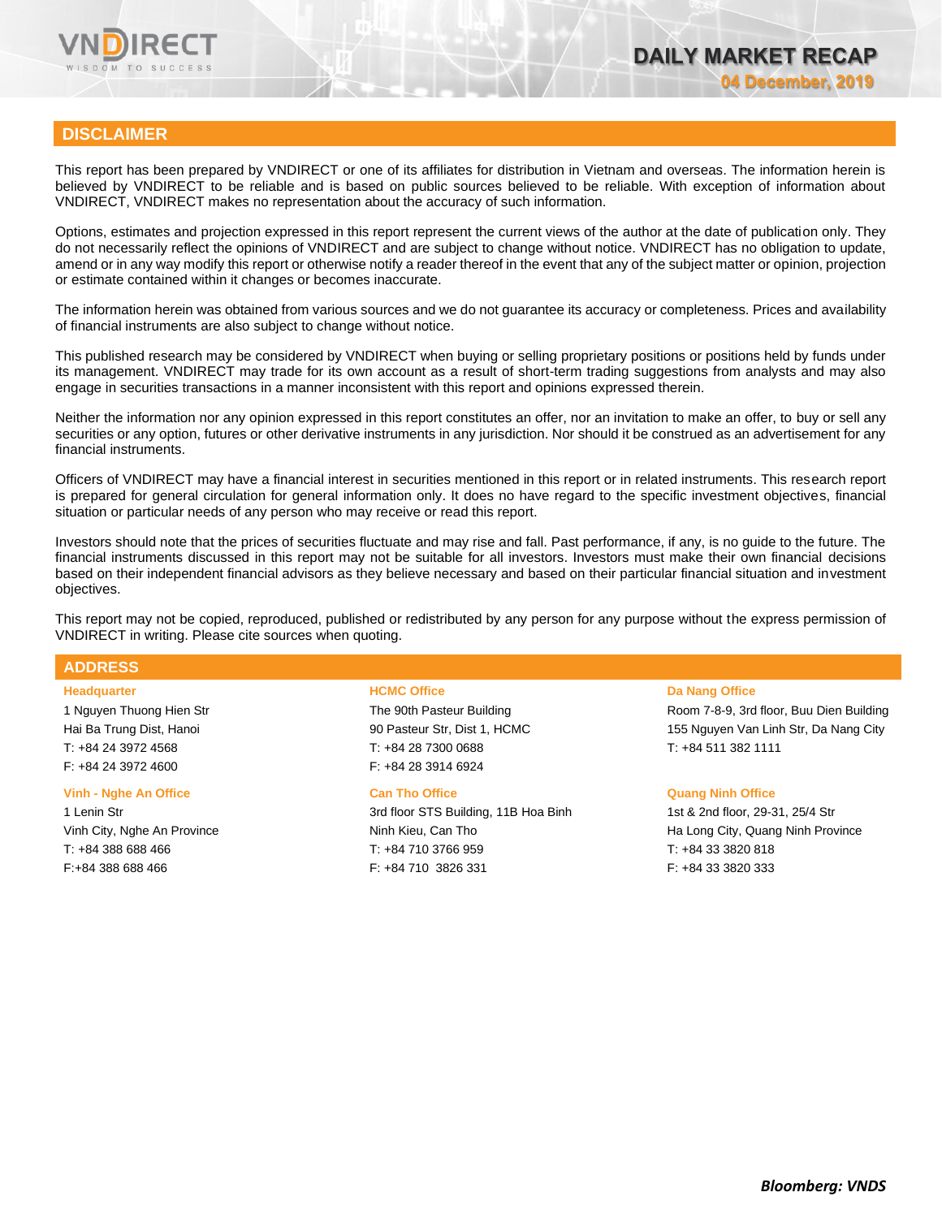## DISCLAIMER

This report has been prepared by VNDIRECT or one of its affiliates for distribution in Vietnam and overseas. The information herein is believed by VNDIRECT to be reliable and is based on public sources believed to be reliable. With exception of information about VNDIRECT, VNDIRECT makes no representation about the accuracy of such information.

Options, estimates and projection expressed in this report represent the current views of the author at the date of publication only. They do not necessarily reflect the opinions of VNDIRECT and are subject to change without notice. VNDIRECT has no obligation to update, amend or in any way modify this report or otherwise notify a reader thereof in the event that any of the subject matter or opinion, projection or estimate contained within it changes or becomes inaccurate.

The information herein was obtained from various sources and we do not guarantee its accuracy or completeness. Prices and availability of financial instruments are also subject to change without notice.

This published research may be considered by VNDIRECT when buying or selling proprietary positions or positions held by funds under its management. VNDIRECT may trade for its own account as a result of short-term trading suggestions from analysts and may also engage in securities transactions in a manner inconsistent with this report and opinions expressed therein.

Neither the information nor any opinion expressed in this report constitutes an offer, nor an invitation to make an offer, to buy or sell any securities or any option, futures or other derivative instruments in any jurisdiction. Nor should it be construed as an advertisement for any financial instruments.

Officers of VNDIRECT may have a financial interest in securities mentioned in this report or in related instruments. This research report is prepared for general circulation for general information only. It does no have regard to the specific investment objectives, financial situation or particular needs of any person who may receive or read this report.

Investors should note that the prices of securities fluctuate and may rise and fall. Past performance, if any, is no guide to the future. The financial instruments discussed in this report may not be suitable for all investors. Investors must make their own financial decisions based on their independent financial advisors as they believe necessary and based on their particular financial situation and investment objectives.

This report may not be copied, reproduced, published or redistributed by any person for any purpose without the express permission of VNDIRECT in writing. Please cite sources when quoting.

## ADDRESS

**Headquarter**
1 Nguyen Thuong Hien Str
Hai Ba Trung Dist, Hanoi
T: +84 24 3972 4568
F: +84 24 3972 4600

**HCMC Office**
The 90th Pasteur Building
90 Pasteur Str, Dist 1, HCMC
T: +84 28 7300 0688
F: +84 28 3914 6924

**Da Nang Office**
Room 7-8-9, 3rd floor, Buu Dien Building
155 Nguyen Van Linh Str, Da Nang City
T: +84 511 382 1111

**Vinh - Nghe An Office**
1 Lenin Str
Vinh City, Nghe An Province
T: +84 388 688 466
F:+84 388 688 466

**Can Tho Office**
3rd floor STS Building, 11B Hoa Binh
Ninh Kieu, Can Tho
T: +84 710 3766 959
F: +84 710 3826 331

**Quang Ninh Office**
1st & 2nd floor, 29-31, 25/4 Str
Ha Long City, Quang Ninh Province
T: +84 33 3820 818
F: +84 33 3820 333

***Bloomberg: VNDS***